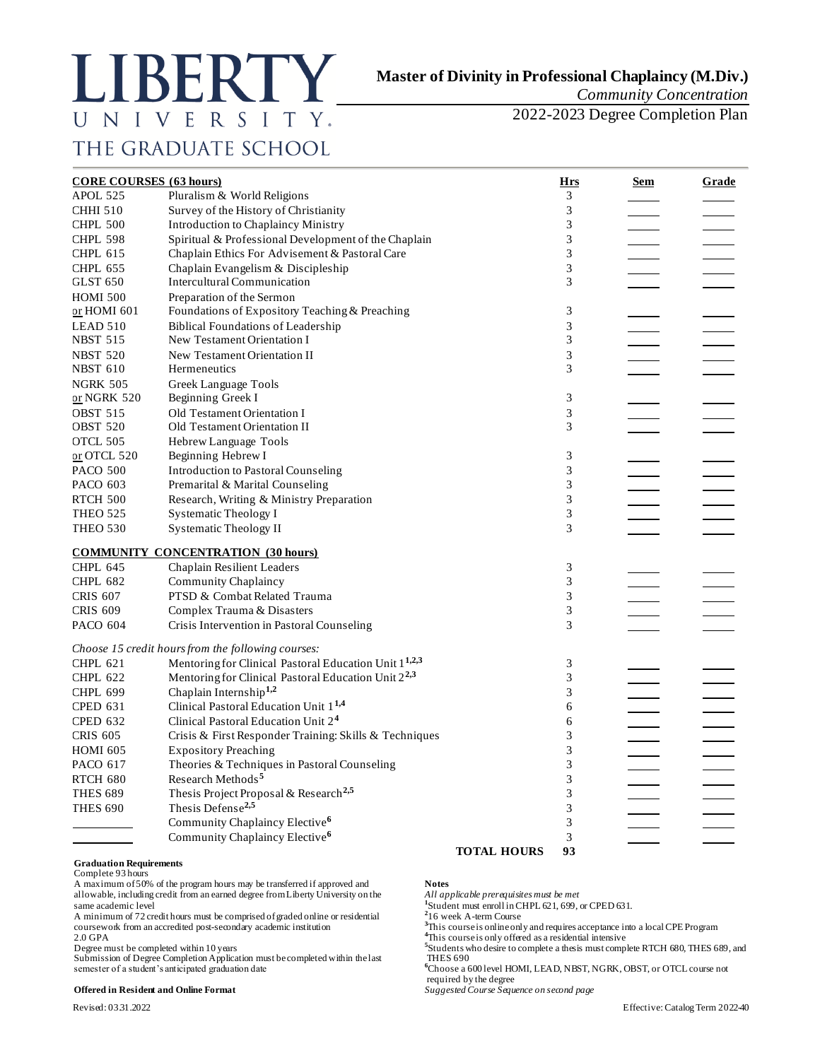# LIBERTY UNIVERSITY
## THE GRADUATE SCHOOL

## Master of Divinity in Professional Chaplaincy (M.Div.)
*Community Concentration*

2022-2023 Degree Completion Plan

| **CORE COURSES (63 hours)** | | **Hrs** | **Sem** | **Grade** |
|---|---|---|---|---|
| APOL 525 | Pluralism & World Religions | 3 | | |
| CHHI 510 | Survey of the History of Christianity | 3 | | |
| CHPL 500 | Introduction to Chaplaincy Ministry | 3 | | |
| CHPL 598 | Spiritual & Professional Development of the Chaplain | 3 | | |
| CHPL 615 | Chaplain Ethics For Advisement & Pastoral Care | 3 | | |
| CHPL 655 | Chaplain Evangelism & Discipleship | 3 | | |
| GLST 650 | Intercultural Communication | 3 | | |
| HOMI 500 or HOMI 601 | Preparation of the Sermon / Foundations of Expository Teaching & Preaching | 3 | | |
| LEAD 510 | Biblical Foundations of Leadership | 3 | | |
| NBST 515 | New Testament Orientation I | 3 | | |
| NBST 520 | New Testament Orientation II | 3 | | |
| NBST 610 | Hermeneutics | 3 | | |
| NGRK 505 or NGRK 520 | Greek Language Tools / Beginning Greek I | 3 | | |
| OBST 515 | Old Testament Orientation I | 3 | | |
| OBST 520 | Old Testament Orientation II | 3 | | |
| OTCL 505 or OTCL 520 | Hebrew Language Tools / Beginning Hebrew I | 3 | | |
| PACO 500 | Introduction to Pastoral Counseling | 3 | | |
| PACO 603 | Premarital & Marital Counseling | 3 | | |
| RTCH 500 | Research, Writing & Ministry Preparation | 3 | | |
| THEO 525 | Systematic Theology I | 3 | | |
| THEO 530 | Systematic Theology II | 3 | | |
| **COMMUNITY CONCENTRATION (30 hours)** | | | | |
| CHPL 645 | Chaplain Resilient Leaders | 3 | | |
| CHPL 682 | Community Chaplaincy | 3 | | |
| CRIS 607 | PTSD & Combat Related Trauma | 3 | | |
| CRIS 609 | Complex Trauma & Disasters | 3 | | |
| PACO 604 | Crisis Intervention in Pastoral Counseling | 3 | | |
| *Choose 15 credit hours from the following courses:* | | | | |
| CHPL 621 | Mentoring for Clinical Pastoral Education Unit 1[1,2,3] | 3 | | |
| CHPL 622 | Mentoring for Clinical Pastoral Education Unit 2[2,3] | 3 | | |
| CHPL 699 | Chaplain Internship[1,2] | 3 | | |
| CPED 631 | Clinical Pastoral Education Unit 1[1,4] | 6 | | |
| CPED 632 | Clinical Pastoral Education Unit 2[4] | 6 | | |
| CRIS 605 | Crisis & First Responder Training: Skills & Techniques | 3 | | |
| HOMI 605 | Expository Preaching | 3 | | |
| PACO 617 | Theories & Techniques in Pastoral Counseling | 3 | | |
| RTCH 680 | Research Methods[5] | 3 | | |
| THES 689 | Thesis Project Proposal & Research[2,5] | 3 | | |
| THES 690 | Thesis Defense[2,5] | 3 | | |
| ________ | Community Chaplaincy Elective[6] | 3 | | |
| ________ | Community Chaplaincy Elective[6] | 3 | | |
| | **TOTAL HOURS** | **93** | | |

**Graduation Requirements**

Complete 93 hours

A maximum of 50% of the program hours may be transferred if approved and allowable, including credit from an earned degree from Liberty University on the same academic level

A minimum of 72 credit hours must be comprised of graded online or residential coursework from an accredited post-secondary academic institution

2.0 GPA

Degree must be completed within 10 years

Submission of Degree Completion Application must be completed within the last semester of a student's anticipated graduation date

**Offered in Resident and Online Format**

**Notes**

*All applicable prerequisites must be met*

[1]Student must enroll in CHPL 621, 699, or CPED 631.

[2]16 week A-term Course

[3]This course is online only and requires acceptance into a local CPE Program

[4]This course is only offered as a residential intensive

[5]Students who desire to complete a thesis must complete RTCH 680, THES 689, and THES 690

[6]Choose a 600 level HOMI, LEAD, NBST, NGRK, OBST, or OTCL course not required by the degree

*Suggested Course Sequence on second page*

Revised: 03.31.2022

Effective: Catalog Term 2022-40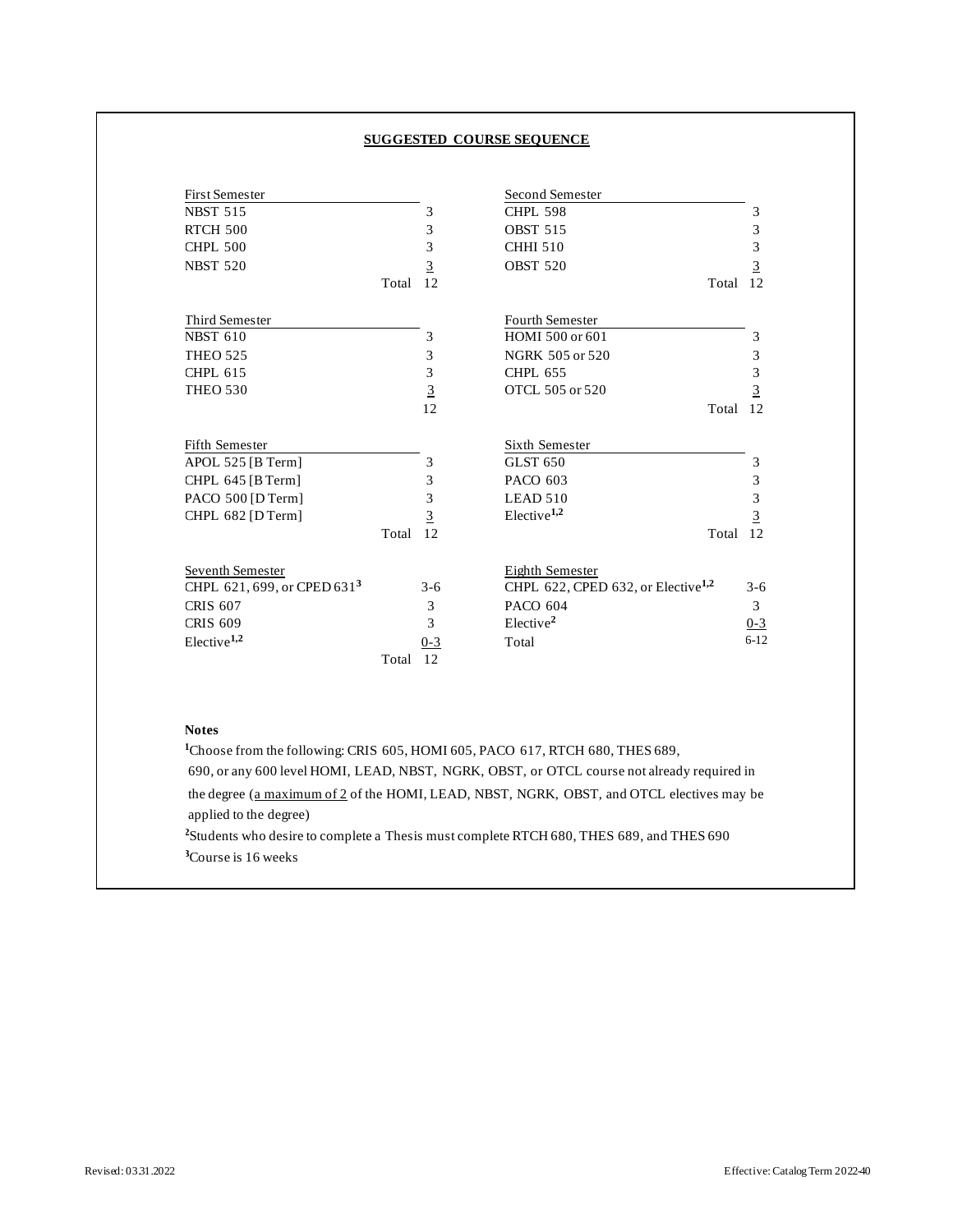## SUGGESTED COURSE SEQUENCE

| First Semester | | Second Semester | |
|---|---|---|---|
| NBST 515 | 3 | CHPL 598 | 3 |
| RTCH 500 | 3 | OBST 515 | 3 |
| CHPL 500 | 3 | CHHI 510 | 3 |
| NBST 520 | 3 | OBST 520 | 3 |
| Total | 12 | Total | 12 |

| Third Semester | | Fourth Semester | |
|---|---|---|---|
| NBST 610 | 3 | HOMI 500 or 601 | 3 |
| THEO 525 | 3 | NGRK 505 or 520 | 3 |
| CHPL 615 | 3 | CHPL 655 | 3 |
| THEO 530 | 3 | OTCL 505 or 520 | 3 |
| | 12 | Total | 12 |

| Fifth Semester | | Sixth Semester | |
|---|---|---|---|
| APOL 525 [B Term] | 3 | GLST 650 | 3 |
| CHPL 645 [B Term] | 3 | PACO 603 | 3 |
| PACO 500 [D Term] | 3 | LEAD 510 | 3 |
| CHPL 682 [D Term] | 3 | Elective[1,2] | 3 |
| Total | 12 | Total | 12 |

| Seventh Semester | | Eighth Semester | |
|---|---|---|---|
| CHPL 621, 699, or CPED 631[3] | 3-6 | CHPL 622, CPED 632, or Elective[1,2] | 3-6 |
| CRIS 607 | 3 | PACO 604 | 3 |
| CRIS 609 | 3 | Elective[2] | 0-3 |
| Elective[1,2] | 0-3 | Total | 6-12 |
| Total | 12 | | |

**Notes**

[1]Choose from the following: CRIS 605, HOMI 605, PACO 617, RTCH 680, THES 689, 690, or any 600 level HOMI, LEAD, NBST, NGRK, OBST, or OTCL course not already required in the degree (a maximum of 2 of the HOMI, LEAD, NBST, NGRK, OBST, and OTCL electives may be applied to the degree)

[2]Students who desire to complete a Thesis must complete RTCH 680, THES 689, and THES 690

[3]Course is 16 weeks